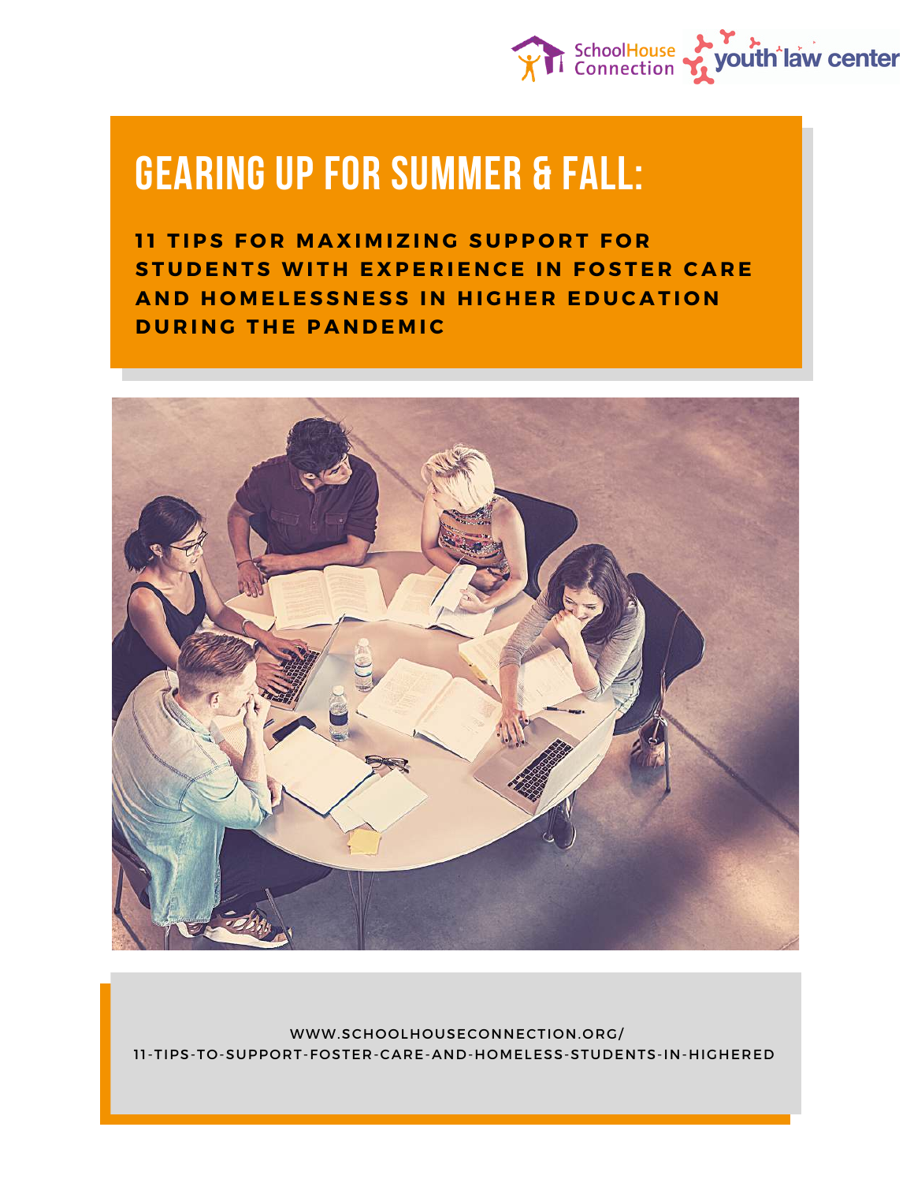SchoolHouse Connection | youth law center

# GEARING UP FOR SUMMER & FALL:

## 11 TIPS FOR MAXIMIZING SUPPORT FOR STUDENTS WITH EXPERIENCE IN FOSTER CARE AND HOMELESSNESS IN HIGHER EDUCATION DURING THE PANDEMIC

WWW.SCHOOLHOUSECONNECTION.ORG/11-TIPS-TO-SUPPORT-FOSTER-CARE-AND-HOMELESS-STUDENTS-IN-HIGHERED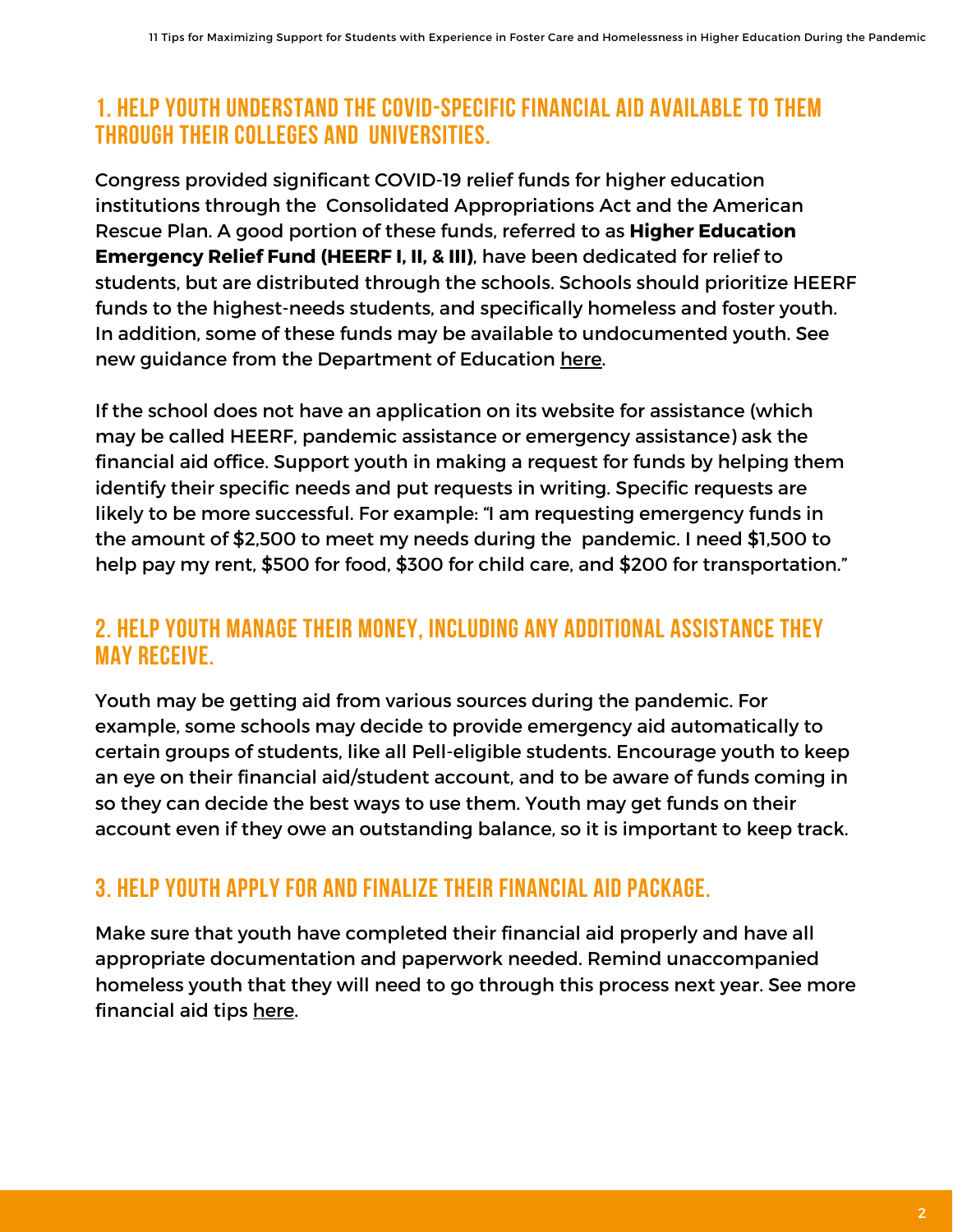## 1. HELP YOUTH UNDERSTAND THE COVID-SPECIFIC FINANCIAL AID AVAILABLE TO THEM THROUGH THEIR COLLEGES AND UNIVERSITIES.

Congress provided significant COVID-19 relief funds for higher education institutions through the Consolidated Appropriations Act and the American Rescue Plan. A good portion of these funds, referred to as **Higher Education Emergency Relief Fund (HEERF I, II, & III)**, have been dedicated for relief to students, but are distributed through the schools. Schools should prioritize HEERF funds to the highest-needs students, and specifically homeless and foster youth. In addition, some of these funds may be available to undocumented youth. See new guidance from the Department of Education here.

If the school does not have an application on its website for assistance (which may be called HEERF, pandemic assistance or emergency assistance) ask the financial aid office. Support youth in making a request for funds by helping them identify their specific needs and put requests in writing. Specific requests are likely to be more successful. For example: "I am requesting emergency funds in the amount of $2,500 to meet my needs during the pandemic. I need $1,500 to help pay my rent, $500 for food, $300 for child care, and $200 for transportation."

## 2. HELP YOUTH MANAGE THEIR MONEY, INCLUDING ANY ADDITIONAL ASSISTANCE THEY MAY RECEIVE.

Youth may be getting aid from various sources during the pandemic. For example, some schools may decide to provide emergency aid automatically to certain groups of students, like all Pell-eligible students. Encourage youth to keep an eye on their financial aid/student account, and to be aware of funds coming in so they can decide the best ways to use them. Youth may get funds on their account even if they owe an outstanding balance, so it is important to keep track.

## 3. HELP YOUTH APPLY FOR AND FINALIZE THEIR FINANCIAL AID PACKAGE.

Make sure that youth have completed their financial aid properly and have all appropriate documentation and paperwork needed. Remind unaccompanied homeless youth that they will need to go through this process next year. See more financial aid tips here.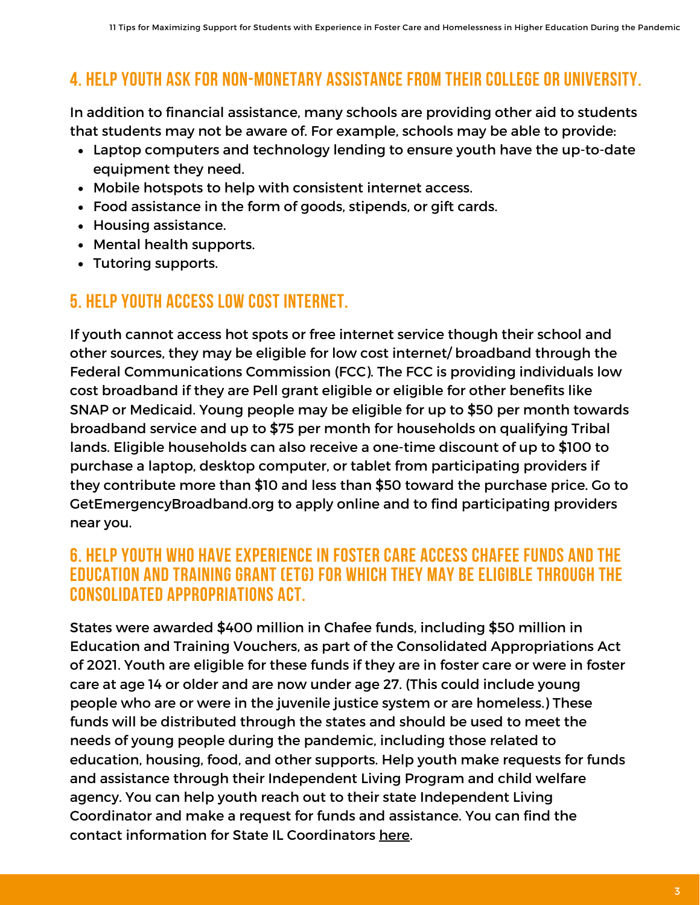## 4. Help youth ask for non-monetary assistance from their college or university.

In addition to financial assistance, many schools are providing other aid to students that students may not be aware of. For example, schools may be able to provide:

- Laptop computers and technology lending to ensure youth have the up-to-date equipment they need.
- Mobile hotspots to help with consistent internet access.
- Food assistance in the form of goods, stipends, or gift cards.
- Housing assistance.
- Mental health supports.
- Tutoring supports.

## 5. Help youth access low cost internet.

If youth cannot access hot spots or free internet service though their school and other sources, they may be eligible for low cost internet/ broadband through the Federal Communications Commission (FCC). The FCC is providing individuals low cost broadband if they are Pell grant eligible or eligible for other benefits like SNAP or Medicaid. Young people may be eligible for up to $50 per month towards broadband service and up to $75 per month for households on qualifying Tribal lands. Eligible households can also receive a one-time discount of up to $100 to purchase a laptop, desktop computer, or tablet from participating providers if they contribute more than $10 and less than $50 toward the purchase price. Go to GetEmergencyBroadband.org to apply online and to find participating providers near you.

## 6. Help youth who have experience in foster care access Chafee funds and the Education and Training Grant (ETG) for which they may be eligible through the Consolidated Appropriations Act.

States were awarded $400 million in Chafee funds, including $50 million in Education and Training Vouchers, as part of the Consolidated Appropriations Act of 2021. Youth are eligible for these funds if they are in foster care or were in foster care at age 14 or older and are now under age 27. (This could include young people who are or were in the juvenile justice system or are homeless.) These funds will be distributed through the states and should be used to meet the needs of young people during the pandemic, including those related to education, housing, food, and other supports. Help youth make requests for funds and assistance through their Independent Living Program and child welfare agency. You can help youth reach out to their state Independent Living Coordinator and make a request for funds and assistance. You can find the contact information for State IL Coordinators here.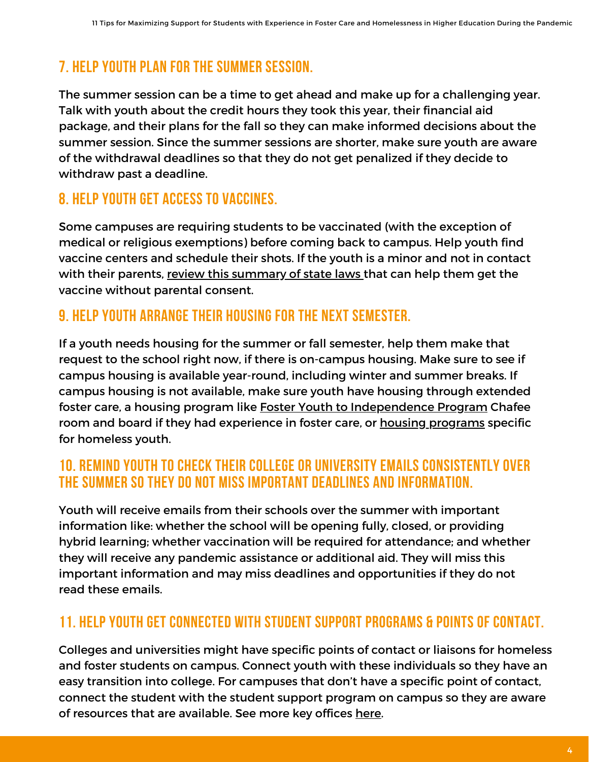## 7. Help youth plan for the summer session.

The summer session can be a time to get ahead and make up for a challenging year. Talk with youth about the credit hours they took this year, their financial aid package, and their plans for the fall so they can make informed decisions about the summer session. Since the summer sessions are shorter, make sure youth are aware of the withdrawal deadlines so that they do not get penalized if they decide to withdraw past a deadline.

## 8. Help youth get access to vaccines.

Some campuses are requiring students to be vaccinated (with the exception of medical or religious exemptions) before coming back to campus. Help youth find vaccine centers and schedule their shots. If the youth is a minor and not in contact with their parents, review this summary of state laws that can help them get the vaccine without parental consent.

## 9. Help youth arrange their housing for the next semester.

If a youth needs housing for the summer or fall semester, help them make that request to the school right now, if there is on-campus housing. Make sure to see if campus housing is available year-round, including winter and summer breaks. If campus housing is not available, make sure youth have housing through extended foster care, a housing program like Foster Youth to Independence Program Chafee room and board if they had experience in foster care, or housing programs specific for homeless youth.

## 10. Remind youth to check their college or university emails consistently over the summer so they do not miss important deadlines and information.

Youth will receive emails from their schools over the summer with important information like: whether the school will be opening fully, closed, or providing hybrid learning; whether vaccination will be required for attendance; and whether they will receive any pandemic assistance or additional aid. They will miss this important information and may miss deadlines and opportunities if they do not read these emails.

## 11. Help youth get connected with student support programs & points of contact.

Colleges and universities might have specific points of contact or liaisons for homeless and foster students on campus. Connect youth with these individuals so they have an easy transition into college. For campuses that don't have a specific point of contact, connect the student with the student support program on campus so they are aware of resources that are available. See more key offices here.